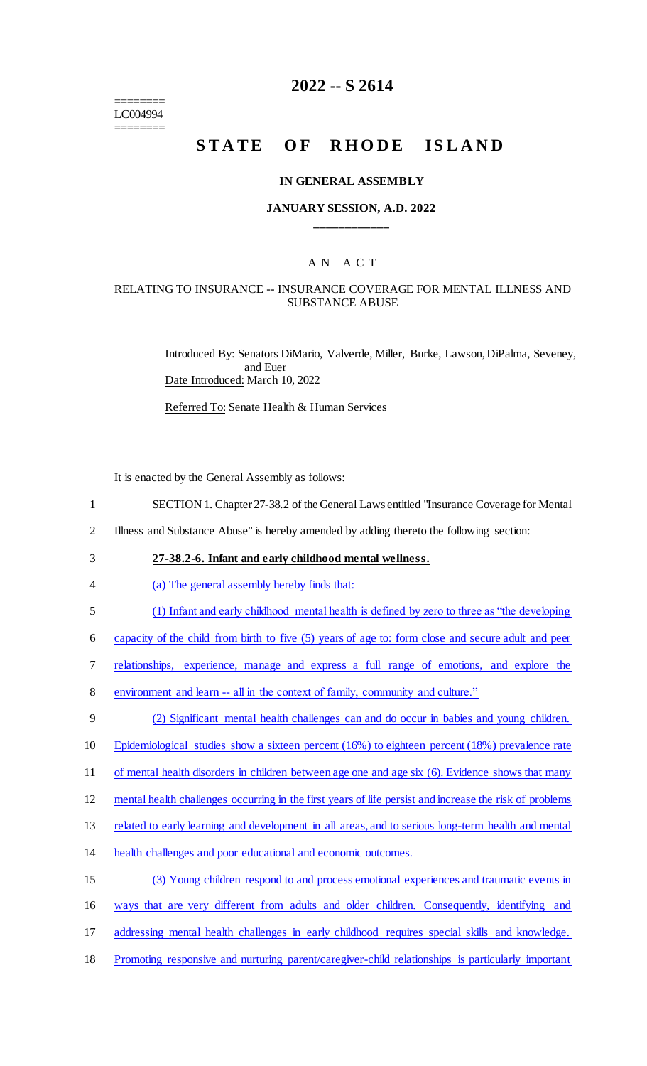========
LC004994
========

# 2022 -- S 2614

# STATE OF RHODE ISLAND

## IN GENERAL ASSEMBLY

### JANUARY SESSION, A.D. 2022

____________

A N A C T

RELATING TO INSURANCE -- INSURANCE COVERAGE FOR MENTAL ILLNESS AND SUBSTANCE ABUSE

Introduced By: Senators DiMario, Valverde, Miller, Burke, Lawson, DiPalma, Seveney, and Euer

Date Introduced: March 10, 2022

Referred To: Senate Health & Human Services

It is enacted by the General Assembly as follows:

1 SECTION 1. Chapter 27-38.2 of the General Laws entitled "Insurance Coverage for Mental
2 Illness and Substance Abuse" is hereby amended by adding thereto the following section:

3 **27-38.2-6. Infant and early childhood mental wellness.**

4 (a) The general assembly hereby finds that:

5 (1) Infant and early childhood mental health is defined by zero to three as "the developing
6 capacity of the child from birth to five (5) years of age to: form close and secure adult and peer
7 relationships, experience, manage and express a full range of emotions, and explore the
8 environment and learn -- all in the context of family, community and culture."

9 (2) Significant mental health challenges can and do occur in babies and young children.
10 Epidemiological studies show a sixteen percent (16%) to eighteen percent (18%) prevalence rate
11 of mental health disorders in children between age one and age six (6). Evidence shows that many
12 mental health challenges occurring in the first years of life persist and increase the risk of problems
13 related to early learning and development in all areas, and to serious long-term health and mental
14 health challenges and poor educational and economic outcomes.

15 (3) Young children respond to and process emotional experiences and traumatic events in
16 ways that are very different from adults and older children. Consequently, identifying and
17 addressing mental health challenges in early childhood requires special skills and knowledge.
18 Promoting responsive and nurturing parent/caregiver-child relationships is particularly important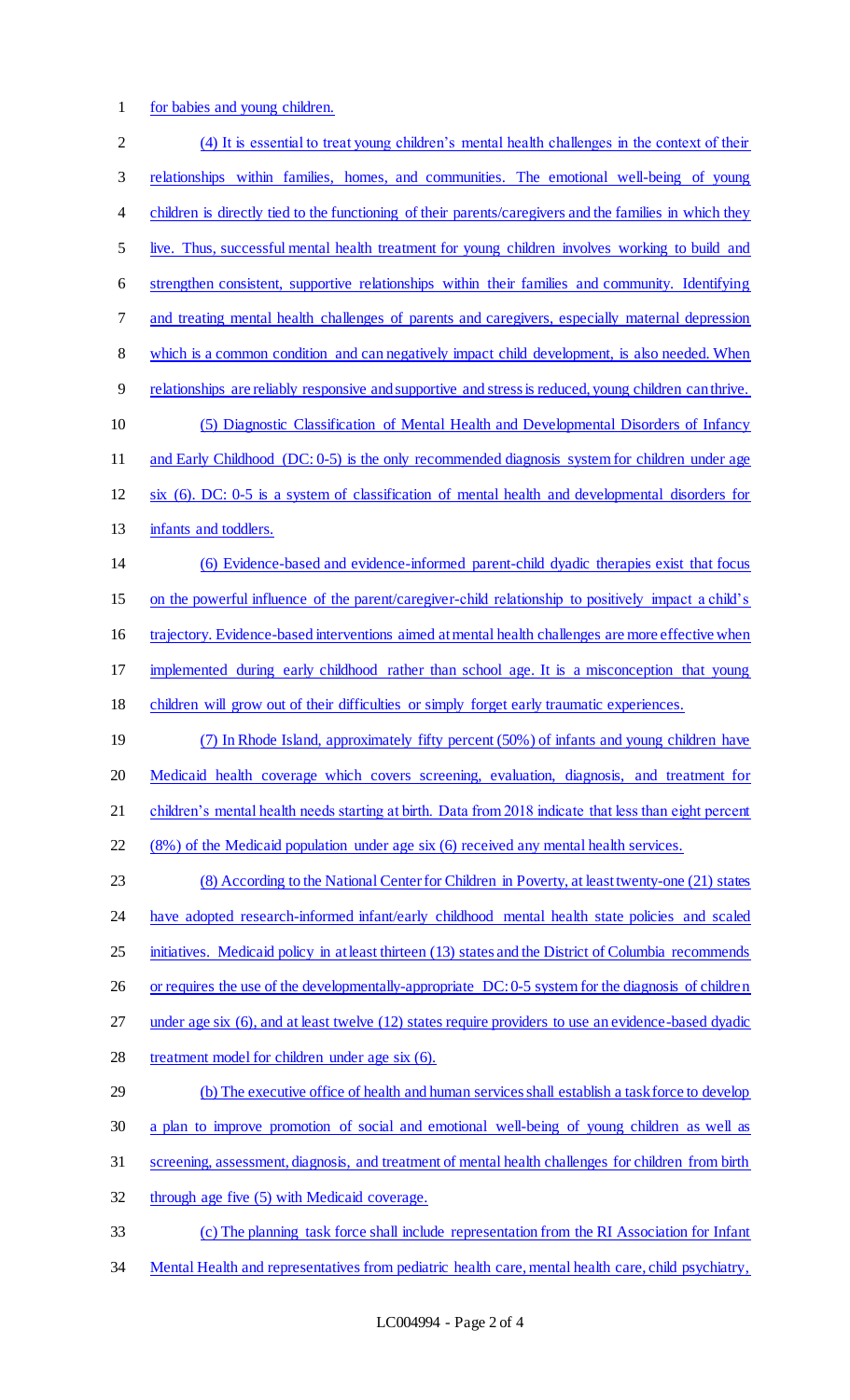for babies and young children.

(4) It is essential to treat young children's mental health challenges in the context of their relationships within families, homes, and communities. The emotional well-being of young children is directly tied to the functioning of their parents/caregivers and the families in which they live. Thus, successful mental health treatment for young children involves working to build and strengthen consistent, supportive relationships within their families and community. Identifying and treating mental health challenges of parents and caregivers, especially maternal depression which is a common condition and can negatively impact child development, is also needed. When relationships are reliably responsive and supportive and stress is reduced, young children can thrive.

(5) Diagnostic Classification of Mental Health and Developmental Disorders of Infancy and Early Childhood (DC: 0-5) is the only recommended diagnosis system for children under age six (6). DC: 0-5 is a system of classification of mental health and developmental disorders for infants and toddlers.

(6) Evidence-based and evidence-informed parent-child dyadic therapies exist that focus on the powerful influence of the parent/caregiver-child relationship to positively impact a child's trajectory. Evidence-based interventions aimed at mental health challenges are more effective when implemented during early childhood rather than school age. It is a misconception that young children will grow out of their difficulties or simply forget early traumatic experiences.

(7) In Rhode Island, approximately fifty percent (50%) of infants and young children have Medicaid health coverage which covers screening, evaluation, diagnosis, and treatment for children's mental health needs starting at birth. Data from 2018 indicate that less than eight percent (8%) of the Medicaid population under age six (6) received any mental health services.

(8) According to the National Center for Children in Poverty, at least twenty-one (21) states have adopted research-informed infant/early childhood mental health state policies and scaled initiatives. Medicaid policy in at least thirteen (13) states and the District of Columbia recommends or requires the use of the developmentally-appropriate DC: 0-5 system for the diagnosis of children under age six (6), and at least twelve (12) states require providers to use an evidence-based dyadic treatment model for children under age six (6).

(b) The executive office of health and human services shall establish a task force to develop a plan to improve promotion of social and emotional well-being of young children as well as screening, assessment, diagnosis, and treatment of mental health challenges for children from birth through age five (5) with Medicaid coverage.

(c) The planning task force shall include representation from the RI Association for Infant Mental Health and representatives from pediatric health care, mental health care, child psychiatry,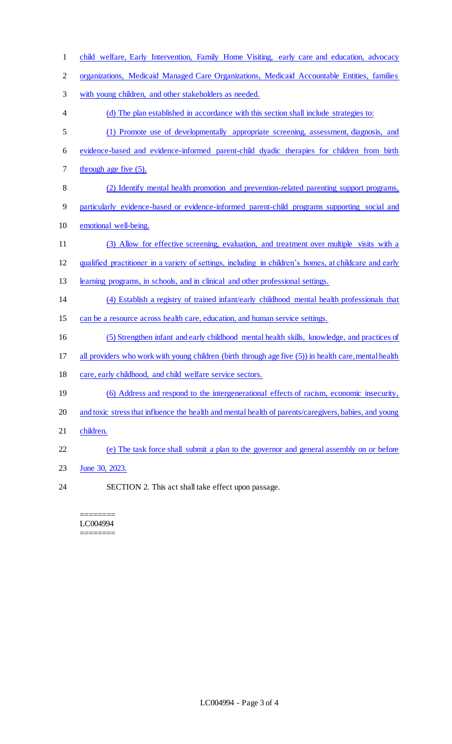child welfare, Early Intervention, Family Home Visiting, early care and education, advocacy organizations, Medicaid Managed Care Organizations, Medicaid Accountable Entities, families with young children, and other stakeholders as needed.

(d) The plan established in accordance with this section shall include strategies to:

(1) Promote use of developmentally appropriate screening, assessment, diagnosis, and evidence-based and evidence-informed parent-child dyadic therapies for children from birth through age five (5).

(2) Identify mental health promotion and prevention-related parenting support programs, particularly evidence-based or evidence-informed parent-child programs supporting social and emotional well-being.

(3) Allow for effective screening, evaluation, and treatment over multiple visits with a qualified practitioner in a variety of settings, including in children's homes, at childcare and early learning programs, in schools, and in clinical and other professional settings.

(4) Establish a registry of trained infant/early childhood mental health professionals that can be a resource across health care, education, and human service settings.

(5) Strengthen infant and early childhood mental health skills, knowledge, and practices of all providers who work with young children (birth through age five (5)) in health care, mental health care, early childhood, and child welfare service sectors.

(6) Address and respond to the intergenerational effects of racism, economic insecurity, and toxic stress that influence the health and mental health of parents/caregivers, babies, and young children.

(e) The task force shall submit a plan to the governor and general assembly on or before June 30, 2023.

SECTION 2. This act shall take effect upon passage.

========
LC004994
========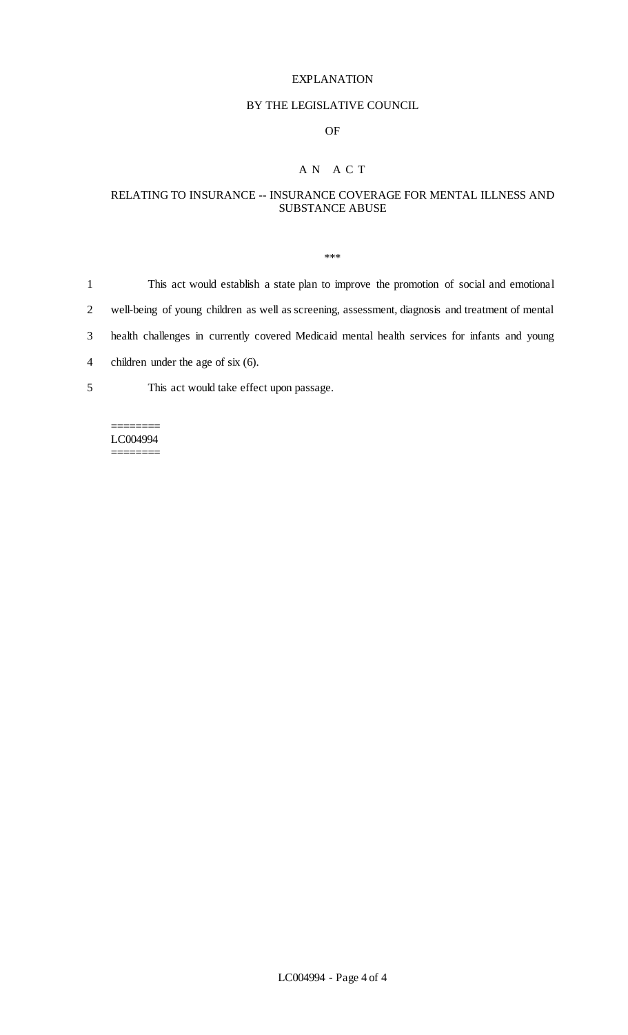EXPLANATION

BY THE LEGISLATIVE COUNCIL

OF

# A N A C T

RELATING TO INSURANCE -- INSURANCE COVERAGE FOR MENTAL ILLNESS AND SUBSTANCE ABUSE

\*\*\*

This act would establish a state plan to improve the promotion of social and emotional well-being of young children as well as screening, assessment, diagnosis and treatment of mental health challenges in currently covered Medicaid mental health services for infants and young children under the age of six (6).

This act would take effect upon passage.

========
LC004994
========